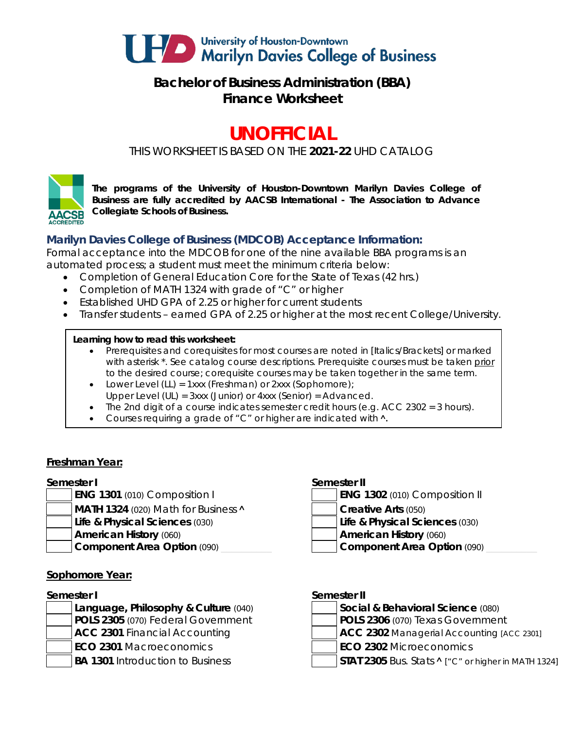# University of Houston-Downtown Marilyn Davies College of Business

## Bachelor of Business Administration (BBA)
## Finance Worksheet

# UNOFFICIAL

THIS WORKSHEET IS BASED ON THE **2021-22** UHD CATALOG

**The programs of the University of Houston-Downtown Marilyn Davies College of Business are fully accredited by AACSB International - The Association to Advance Collegiate Schools of Business.**

### Marilyn Davies College of Business (MDCOB) Acceptance Information:

Formal acceptance into the MDCOB for one of the nine available BBA programs is an automated process; a student must meet the minimum criteria below:

- Completion of General Education Core for the State of Texas (42 hrs.)
- Completion of MATH 1324 with grade of "C" or higher
- Established UHD GPA of 2.25 or higher for current students
- Transfer students – earned GPA of 2.25 or higher at the most recent College/University.

**Learning how to read this worksheet:**

- Prerequisites and corequisites for most courses are noted in [Italics/Brackets] or marked with asterisk *. See catalog course descriptions. Prerequisite courses must be taken prior to the desired course; corequisite courses may be taken together in the same term.
- Lower Level (LL) = 1xxx (Freshman) or 2xxx (Sophomore); Upper Level (UL) = 3xxx (Junior) or 4xxx (Senior) = Advanced.
- The 2nd digit of a course indicates semester credit hours (e.g. ACC 2302 = 3 hours).
- Courses requiring a grade of "C" or higher are indicated with ^.

### Freshman Year:

**Semester I**

- **ENG 1301** (010) Composition I
- **MATH 1324** (020) Math for Business ^
- **Life & Physical Sciences** (030)
- **American History** (060)
- **Component Area Option** (090)

**Semester II**

- **ENG 1302** (010) Composition II
- **Creative Arts** (050)
- **Life & Physical Sciences** (030)
- **American History** (060)
- **Component Area Option** (090)

### Sophomore Year:

**Semester I**

- **Language, Philosophy & Culture** (040)
- **POLS 2305** (070) Federal Government
- **ACC 2301** Financial Accounting
- **ECO 2301** Macroeconomics
- **BA 1301** Introduction to Business

**Semester II**

- **Social & Behavioral Science** (080)
- **POLS 2306** (070) Texas Government
- **ACC 2302** Managerial Accounting [ACC 2301]
- **ECO 2302** Microeconomics
- **STAT 2305** Bus. Stats **^** ["C" or higher in MATH 1324]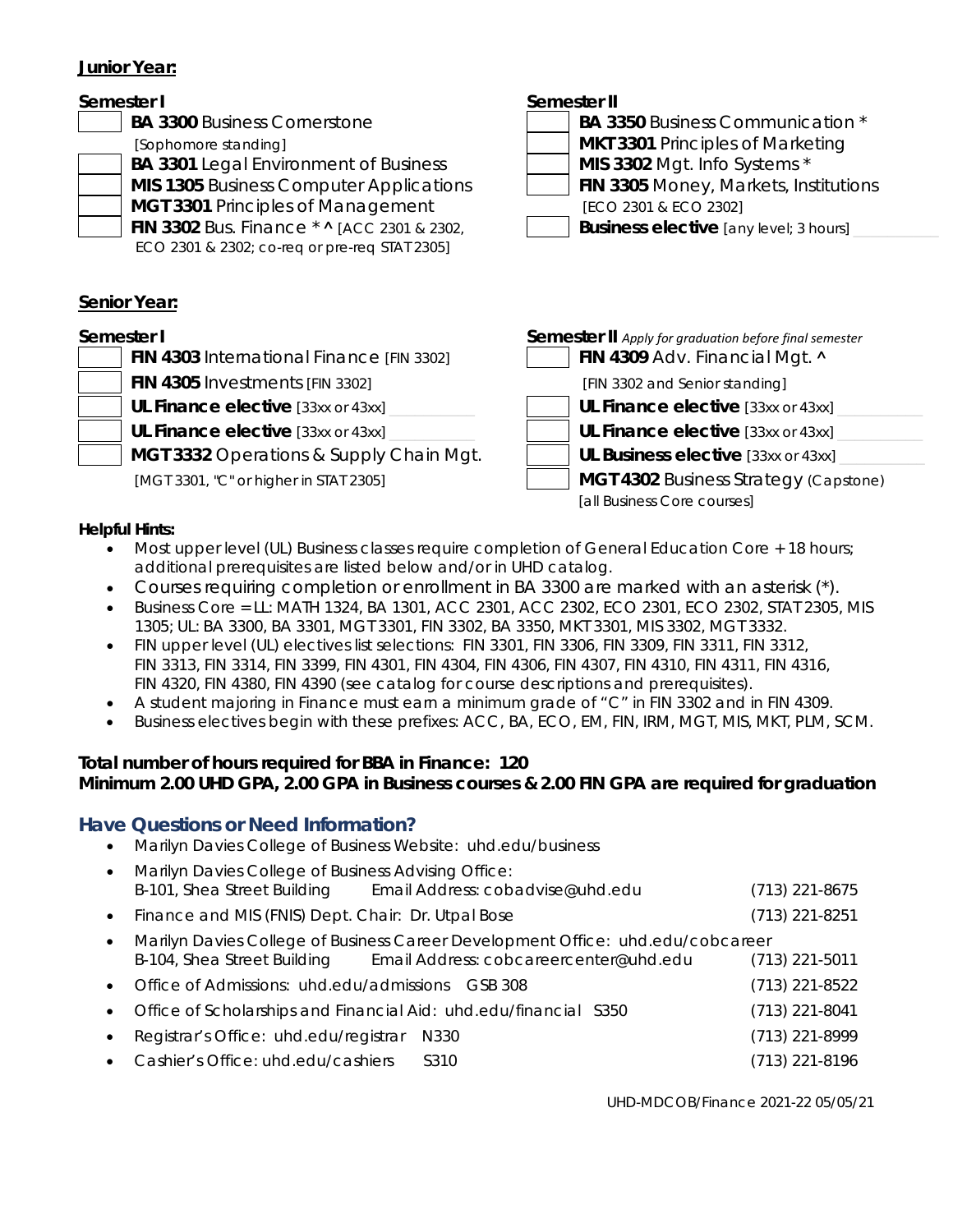## Junior Year:

**Semester I**

- **BA 3300** Business Cornerstone [Sophomore standing]
- **BA 3301** Legal Environment of Business
- **MIS 1305** Business Computer Applications
- **MGT 3301** Principles of Management
- **FIN 3302** Bus. Finance * ^ [ACC 2301 & 2302, ECO 2301 & 2302; co-req or pre-req STAT 2305]

**Semester II**

- **BA 3350** Business Communication *
- **MKT 3301** Principles of Marketing
- **MIS 3302** Mgt. Info Systems *
- **FIN 3305** Money, Markets, Institutions [ECO 2301 & ECO 2302]
- **Business elective** [any level; 3 hours] ____________

## Senior Year:

**Semester I**

- **FIN 4303** International Finance [FIN 3302]
- **FIN 4305** Investments [FIN 3302]
- **UL Finance elective** [33xx or 43xx] ____________
- **UL Finance elective** [33xx or 43xx] ____________
- **MGT 3332** Operations & Supply Chain Mgt. [MGT 3301, "C" or higher in STAT 2305]

**Semester II** *Apply for graduation before final semester*

- **FIN 4309** Adv. Financial Mgt. ^ [FIN 3302 and Senior standing]
- **UL Finance elective** [33xx or 43xx] ____________
- **UL Finance elective** [33xx or 43xx] ____________
- **UL Business elective** [33xx or 43xx] ____________
- **MGT 4302** Business Strategy (Capstone) [all Business Core courses]

**Helpful Hints:**

- Most upper level (UL) Business classes require completion of General Education Core + 18 hours; additional prerequisites are listed below and/or in UHD catalog.
- Courses requiring completion or enrollment in BA 3300 are marked with an asterisk (*).
- Business Core = LL: MATH 1324, BA 1301, ACC 2301, ACC 2302, ECO 2301, ECO 2302, STAT 2305, MIS 1305; UL: BA 3300, BA 3301, MGT 3301, FIN 3302, BA 3350, MKT 3301, MIS 3302, MGT 3332.
- FIN upper level (UL) electives list selections: FIN 3301, FIN 3306, FIN 3309, FIN 3311, FIN 3312, FIN 3313, FIN 3314, FIN 3399, FIN 4301, FIN 4304, FIN 4306, FIN 4307, FIN 4310, FIN 4311, FIN 4316, FIN 4320, FIN 4380, FIN 4390 (see catalog for course descriptions and prerequisites).
- A student majoring in Finance must earn a minimum grade of "C" in FIN 3302 and in FIN 4309.
- Business electives begin with these prefixes: ACC, BA, ECO, EM, FIN, IRM, MGT, MIS, MKT, PLM, SCM.

**Total number of hours required for BBA in Finance: 120**
**Minimum 2.00 UHD GPA, 2.00 GPA in Business courses & 2.00 FIN GPA are required for graduation**

## Have Questions or Need Information?

- Marilyn Davies College of Business Website: uhd.edu/business
- Marilyn Davies College of Business Advising Office: B-101, Shea Street Building — Email Address: cobadvise@uhd.edu — (713) 221-8675
- Finance and MIS (FNIS) Dept. Chair: Dr. Utpal Bose — (713) 221-8251
- Marilyn Davies College of Business Career Development Office: uhd.edu/cobcareer B-104, Shea Street Building — Email Address: cobcareercenter@uhd.edu — (713) 221-5011
- Office of Admissions: uhd.edu/admissions GSB 308 — (713) 221-8522
- Office of Scholarships and Financial Aid: uhd.edu/financial S350 — (713) 221-8041
- Registrar's Office: uhd.edu/registrar N330 — (713) 221-8999
- Cashier's Office: uhd.edu/cashiers S310 — (713) 221-8196

UHD-MDCOB/Finance 2021-22 05/05/21